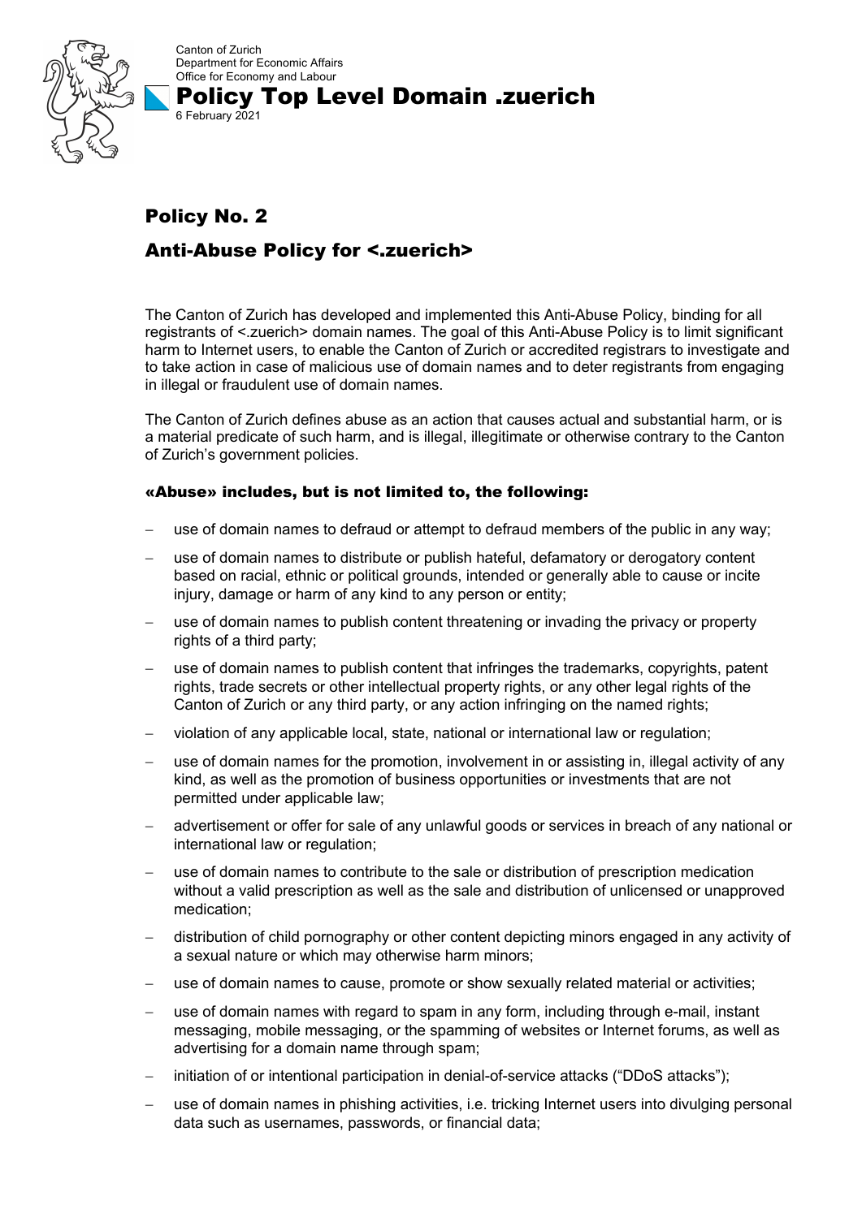Canton of Zurich
Department for Economic Affairs
Office for Economy and Labour

# Policy Top Level Domain .zuerich

6 February 2021

## Policy No. 2

## Anti-Abuse Policy for <.zuerich>

The Canton of Zurich has developed and implemented this Anti-Abuse Policy, binding for all registrants of <.zuerich> domain names. The goal of this Anti-Abuse Policy is to limit significant harm to Internet users, to enable the Canton of Zurich or accredited registrars to investigate and to take action in case of malicious use of domain names and to deter registrants from engaging in illegal or fraudulent use of domain names.

The Canton of Zurich defines abuse as an action that causes actual and substantial harm, or is a material predicate of such harm, and is illegal, illegitimate or otherwise contrary to the Canton of Zurich's government policies.

### «Abuse» includes, but is not limited to, the following:

- use of domain names to defraud or attempt to defraud members of the public in any way;
- use of domain names to distribute or publish hateful, defamatory or derogatory content based on racial, ethnic or political grounds, intended or generally able to cause or incite injury, damage or harm of any kind to any person or entity;
- use of domain names to publish content threatening or invading the privacy or property rights of a third party;
- use of domain names to publish content that infringes the trademarks, copyrights, patent rights, trade secrets or other intellectual property rights, or any other legal rights of the Canton of Zurich or any third party, or any action infringing on the named rights;
- violation of any applicable local, state, national or international law or regulation;
- use of domain names for the promotion, involvement in or assisting in, illegal activity of any kind, as well as the promotion of business opportunities or investments that are not permitted under applicable law;
- advertisement or offer for sale of any unlawful goods or services in breach of any national or international law or regulation;
- use of domain names to contribute to the sale or distribution of prescription medication without a valid prescription as well as the sale and distribution of unlicensed or unapproved medication;
- distribution of child pornography or other content depicting minors engaged in any activity of a sexual nature or which may otherwise harm minors;
- use of domain names to cause, promote or show sexually related material or activities;
- use of domain names with regard to spam in any form, including through e-mail, instant messaging, mobile messaging, or the spamming of websites or Internet forums, as well as advertising for a domain name through spam;
- initiation of or intentional participation in denial-of-service attacks ("DDoS attacks");
- use of domain names in phishing activities, i.e. tricking Internet users into divulging personal data such as usernames, passwords, or financial data;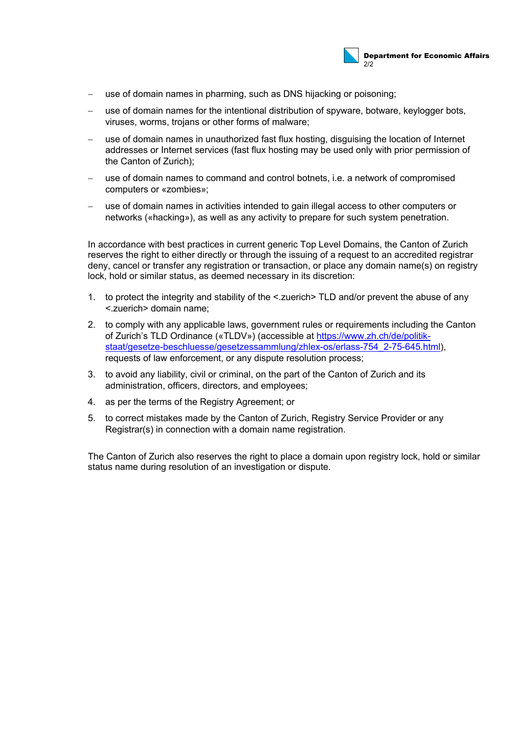- use of domain names in pharming, such as DNS hijacking or poisoning;
- use of domain names for the intentional distribution of spyware, botware, keylogger bots, viruses, worms, trojans or other forms of malware;
- use of domain names in unauthorized fast flux hosting, disguising the location of Internet addresses or Internet services (fast flux hosting may be used only with prior permission of the Canton of Zurich);
- use of domain names to command and control botnets, i.e. a network of compromised computers or «zombies»;
- use of domain names in activities intended to gain illegal access to other computers or networks («hacking»), as well as any activity to prepare for such system penetration.

In accordance with best practices in current generic Top Level Domains, the Canton of Zurich reserves the right to either directly or through the issuing of a request to an accredited registrar deny, cancel or transfer any registration or transaction, or place any domain name(s) on registry lock, hold or similar status, as deemed necessary in its discretion:

1. to protect the integrity and stability of the <.zuerich> TLD and/or prevent the abuse of any <.zuerich> domain name;
2. to comply with any applicable laws, government rules or requirements including the Canton of Zurich's TLD Ordinance («TLDV») (accessible at [https://www.zh.ch/de/politik-staat/gesetze-beschluesse/gesetzessammlung/zhlex-os/erlass-754_2-75-645.html](https://www.zh.ch/de/politik-staat/gesetze-beschluesse/gesetzessammlung/zhlex-os/erlass-754_2-75-645.html)), requests of law enforcement, or any dispute resolution process;
3. to avoid any liability, civil or criminal, on the part of the Canton of Zurich and its administration, officers, directors, and employees;
4. as per the terms of the Registry Agreement; or
5. to correct mistakes made by the Canton of Zurich, Registry Service Provider or any Registrar(s) in connection with a domain name registration.

The Canton of Zurich also reserves the right to place a domain upon registry lock, hold or similar status name during resolution of an investigation or dispute.